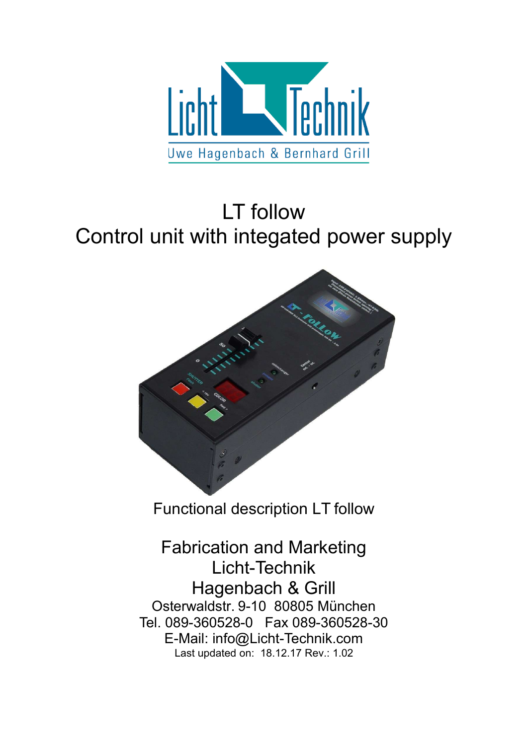Licht Technik

Uwe Hagenbach & Bernhard Grill

# LT follow
# Control unit with integated power supply

Functional description LT follow

Fabrication and Marketing
Licht-Technik
Hagenbach & Grill
Osterwaldstr. 9-10 80805 München
Tel. 089-360528-0 Fax 089-360528-30
E-Mail: info@Licht-Technik.com
Last updated on: 18.12.17 Rev.: 1.02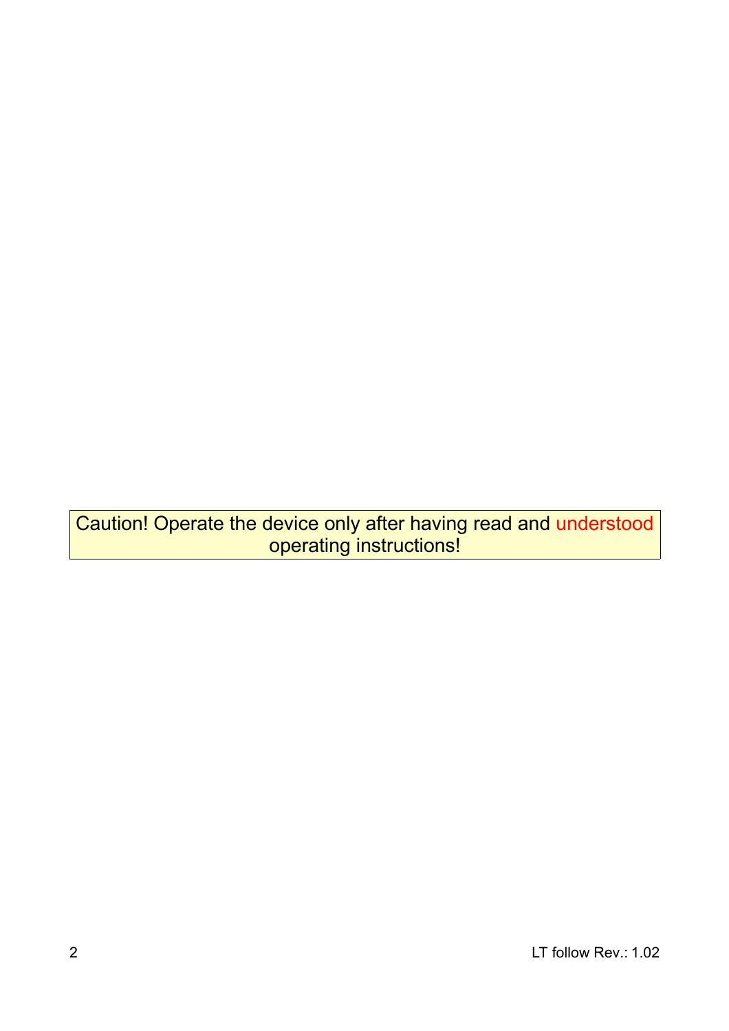Caution! Operate the device only after having read and understood operating instructions!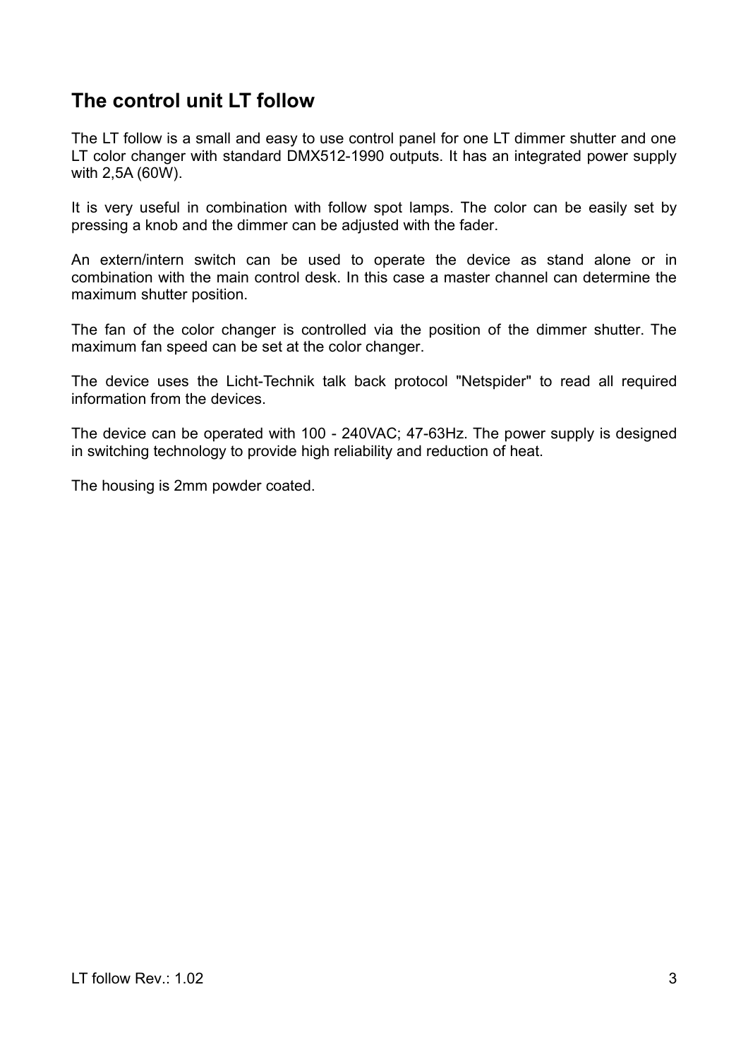## The control unit LT follow

The LT follow is a small and easy to use control panel for one LT dimmer shutter and one LT color changer with standard DMX512-1990 outputs. It has an integrated power supply with 2,5A (60W).

It is very useful in combination with follow spot lamps. The color can be easily set by pressing a knob and the dimmer can be adjusted with the fader.

An extern/intern switch can be used to operate the device as stand alone or in combination with the main control desk. In this case a master channel can determine the maximum shutter position.

The fan of the color changer is controlled via the position of the dimmer shutter. The maximum fan speed can be set at the color changer.

The device uses the Licht-Technik talk back protocol "Netspider" to read all required information from the devices.

The device can be operated with 100 - 240VAC; 47-63Hz. The power supply is designed in switching technology to provide high reliability and reduction of heat.

The housing is 2mm powder coated.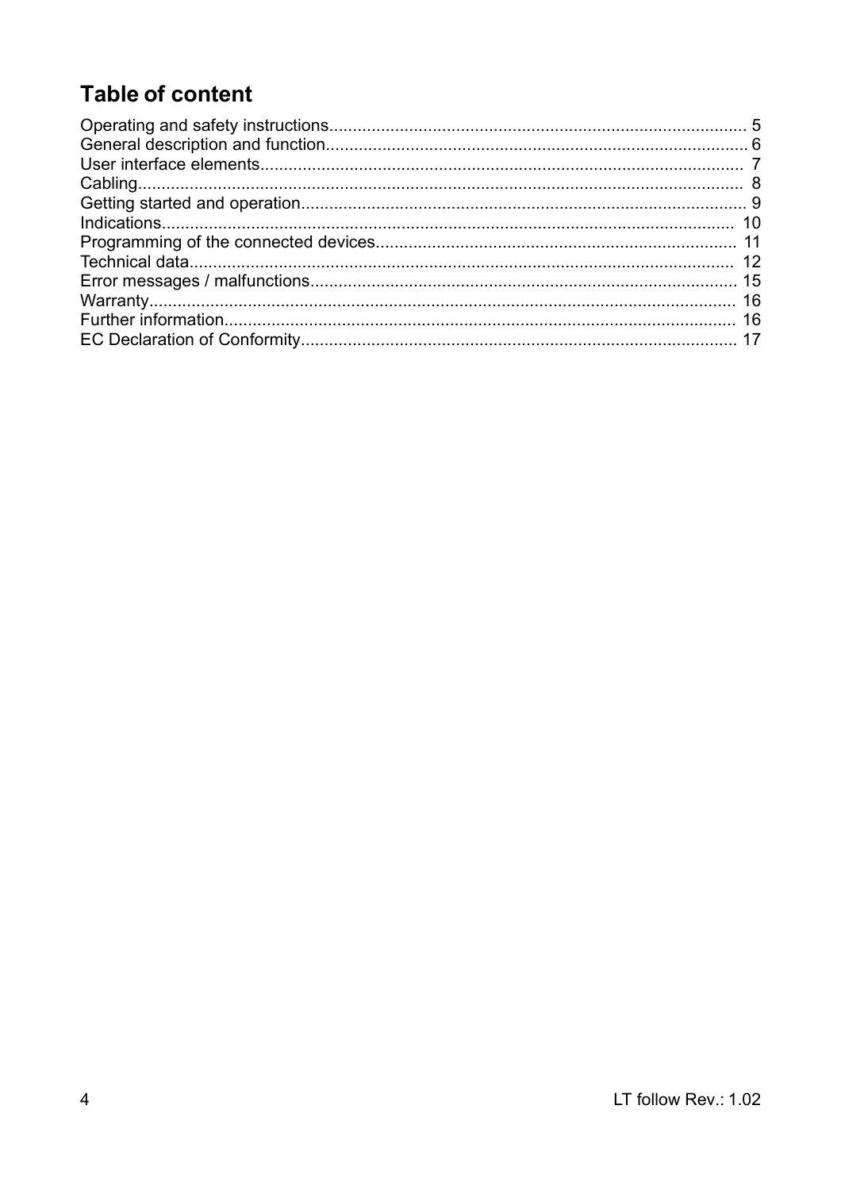## Table of content

Operating and safety instructions........................................................................................ 5
General description and function........................................................................................ 6
User interface elements...................................................................................................... 7
Cabling................................................................................................................................ 8
Getting started and operation.............................................................................................. 9
Indications.......................................................................................................................... 10
Programming of the connected devices............................................................................. 11
Technical data.................................................................................................................... 12
Error messages / malfunctions........................................................................................... 15
Warranty............................................................................................................................. 16
Further information............................................................................................................. 16
EC Declaration of Conformity............................................................................................. 17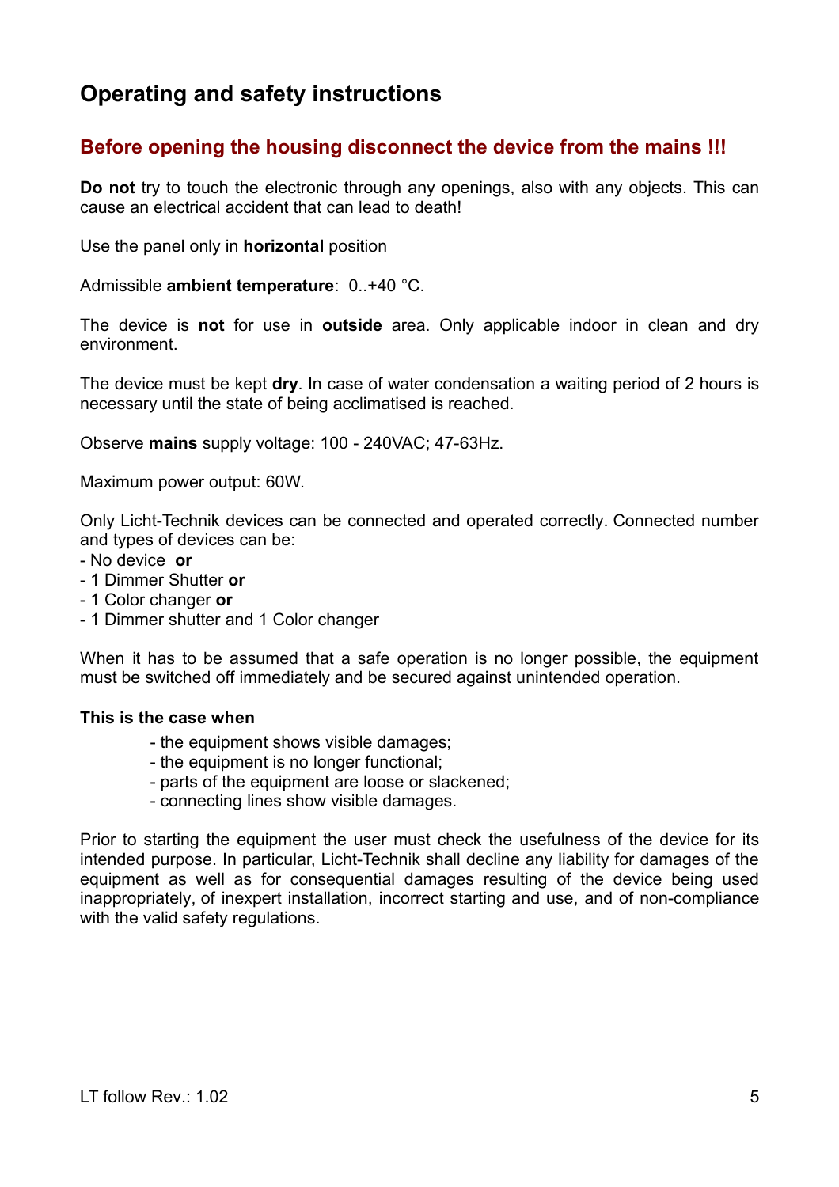## Operating and safety instructions

### Before opening the housing disconnect the device from the mains !!!

**Do not** try to touch the electronic through any openings, also with any objects. This can cause an electrical accident that can lead to death!

Use the panel only in **horizontal** position

Admissible **ambient temperature**: 0..+40 °C.

The device is **not** for use in **outside** area. Only applicable indoor in clean and dry environment.

The device must be kept **dry**. In case of water condensation a waiting period of 2 hours is necessary until the state of being acclimatised is reached.

Observe **mains** supply voltage: 100 - 240VAC; 47-63Hz.

Maximum power output: 60W.

Only Licht-Technik devices can be connected and operated correctly. Connected number and types of devices can be:

- No device **or**
- 1 Dimmer Shutter **or**
- 1 Color changer **or**
- 1 Dimmer shutter and 1 Color changer

When it has to be assumed that a safe operation is no longer possible, the equipment must be switched off immediately and be secured against unintended operation.

**This is the case when**

- the equipment shows visible damages;
- the equipment is no longer functional;
- parts of the equipment are loose or slackened;
- connecting lines show visible damages.

Prior to starting the equipment the user must check the usefulness of the device for its intended purpose. In particular, Licht-Technik shall decline any liability for damages of the equipment as well as for consequential damages resulting of the device being used inappropriately, of inexpert installation, incorrect starting and use, and of non-compliance with the valid safety regulations.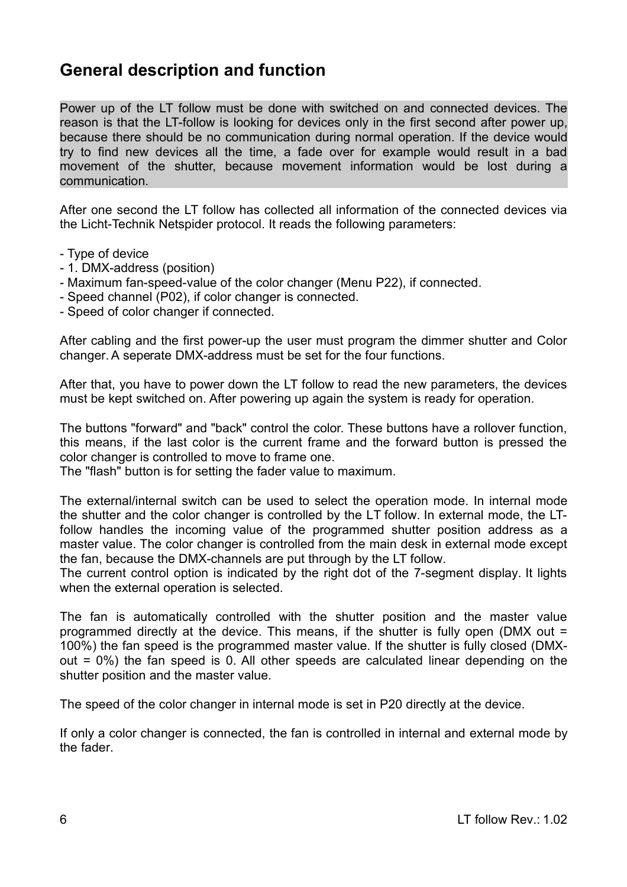## General description and function

Power up of the LT follow must be done with switched on and connected devices. The reason is that the LT-follow is looking for devices only in the first second after power up, because there should be no communication during normal operation. If the device would try to find new devices all the time, a fade over for example would result in a bad movement of the shutter, because movement information would be lost during a communication.

After one second the LT follow has collected all information of the connected devices via the Licht-Technik Netspider protocol. It reads the following parameters:

- Type of device
- 1. DMX-address (position)
- Maximum fan-speed-value of the color changer (Menu P22), if connected.
- Speed channel (P02), if color changer is connected.
- Speed of color changer if connected.

After cabling and the first power-up the user must program the dimmer shutter and Color changer. A seperate DMX-address must be set for the four functions.

After that, you have to power down the LT follow to read the new parameters, the devices must be kept switched on. After powering up again the system is ready for operation.

The buttons "forward" and "back" control the color. These buttons have a rollover function, this means, if the last color is the current frame and the forward button is pressed the color changer is controlled to move to frame one.
The "flash" button is for setting the fader value to maximum.

The external/internal switch can be used to select the operation mode. In internal mode the shutter and the color changer is controlled by the LT follow. In external mode, the LT-follow handles the incoming value of the programmed shutter position address as a master value. The color changer is controlled from the main desk in external mode except the fan, because the DMX-channels are put through by the LT follow.
The current control option is indicated by the right dot of the 7-segment display. It lights when the external operation is selected.

The fan is automatically controlled with the shutter position and the master value programmed directly at the device. This means, if the shutter is fully open (DMX out = 100%) the fan speed is the programmed master value. If the shutter is fully closed (DMX-out = 0%) the fan speed is 0. All other speeds are calculated linear depending on the shutter position and the master value.

The speed of the color changer in internal mode is set in P20 directly at the device.

If only a color changer is connected, the fan is controlled in internal and external mode by the fader.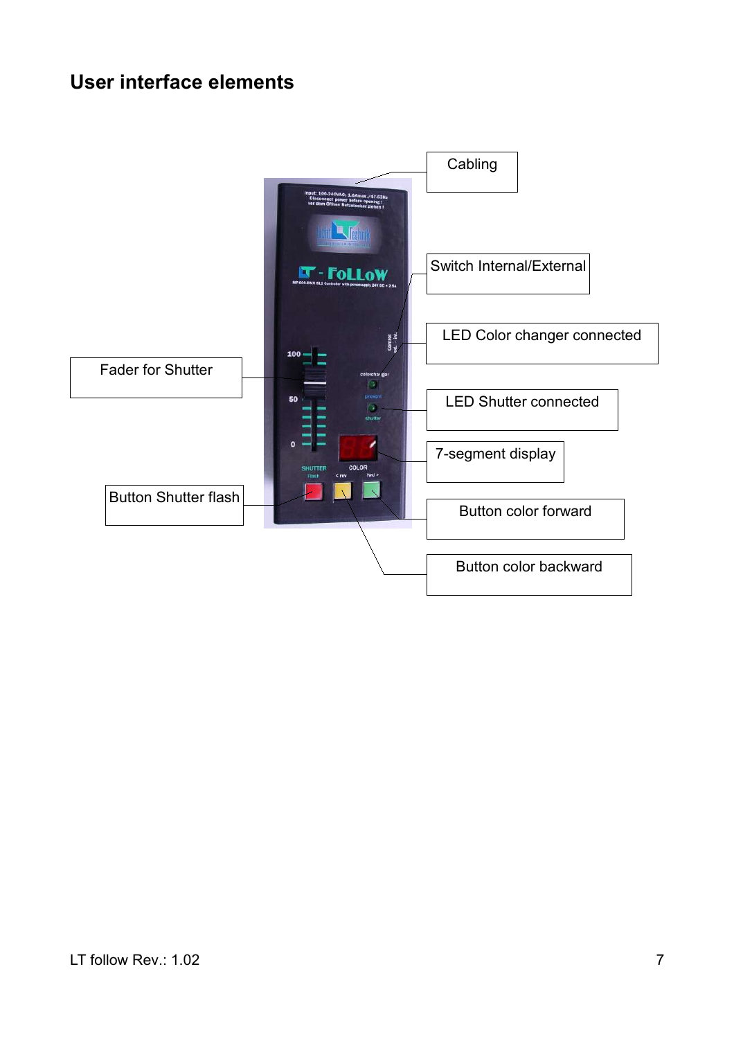## User interface elements

Cabling

Switch Internal/External

LED Color changer connected

Fader for Shutter

LED Shutter connected

7-segment display

Button Shutter flash

Button color forward

Button color backward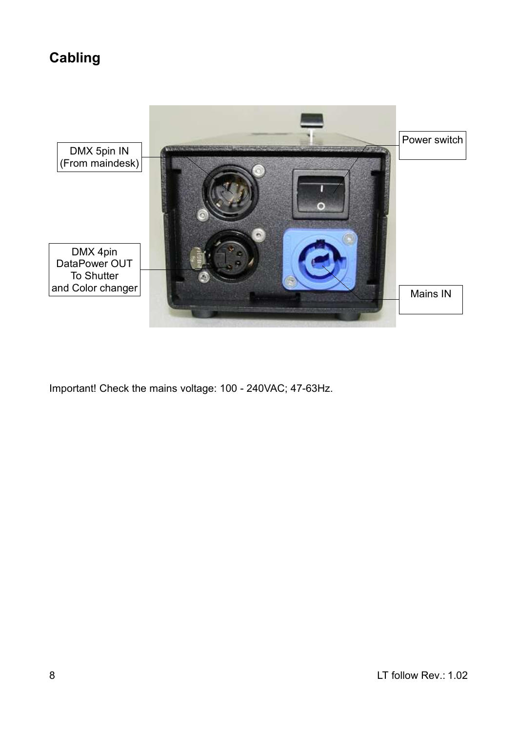# Cabling

DMX 5pin IN
(From maindesk)

Power switch

DMX 4pin
DataPower OUT
To Shutter
and Color changer

Mains IN

Important! Check the mains voltage: 100 - 240VAC; 47-63Hz.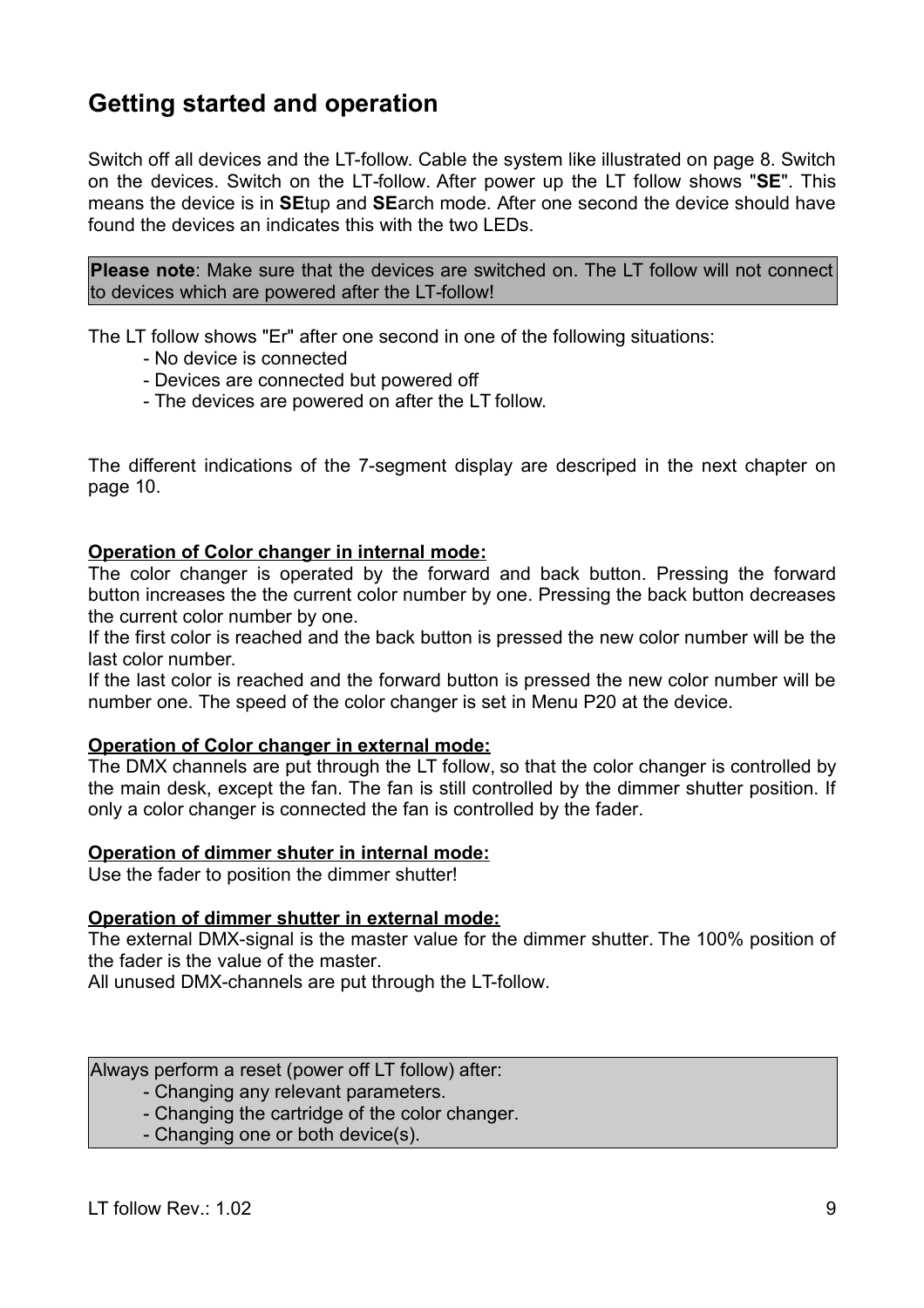## Getting started and operation

Switch off all devices and the LT-follow. Cable the system like illustrated on page 8. Switch on the devices. Switch on the LT-follow. After power up the LT follow shows "**SE**". This means the device is in **SE**tup and **SE**arch mode. After one second the device should have found the devices an indicates this with the two LEDs.

**Please note**: Make sure that the devices are switched on. The LT follow will not connect to devices which are powered after the LT-follow!

The LT follow shows "Er" after one second in one of the following situations:

- No device is connected
- Devices are connected but powered off
- The devices are powered on after the LT follow.

The different indications of the 7-segment display are descriped in the next chapter on page 10.

**Operation of Color changer in internal mode:**

The color changer is operated by the forward and back button. Pressing the forward button increases the the current color number by one. Pressing the back button decreases the current color number by one.

If the first color is reached and the back button is pressed the new color number will be the last color number.

If the last color is reached and the forward button is pressed the new color number will be number one. The speed of the color changer is set in Menu P20 at the device.

**Operation of Color changer in external mode:**

The DMX channels are put through the LT follow, so that the color changer is controlled by the main desk, except the fan. The fan is still controlled by the dimmer shutter position. If only a color changer is connected the fan is controlled by the fader.

**Operation of dimmer shuter in internal mode:**

Use the fader to position the dimmer shutter!

**Operation of dimmer shutter in external mode:**

The external DMX-signal is the master value for the dimmer shutter. The 100% position of the fader is the value of the master.

All unused DMX-channels are put through the LT-follow.

Always perform a reset (power off LT follow) after:

- Changing any relevant parameters.
- Changing the cartridge of the color changer.
- Changing one or both device(s).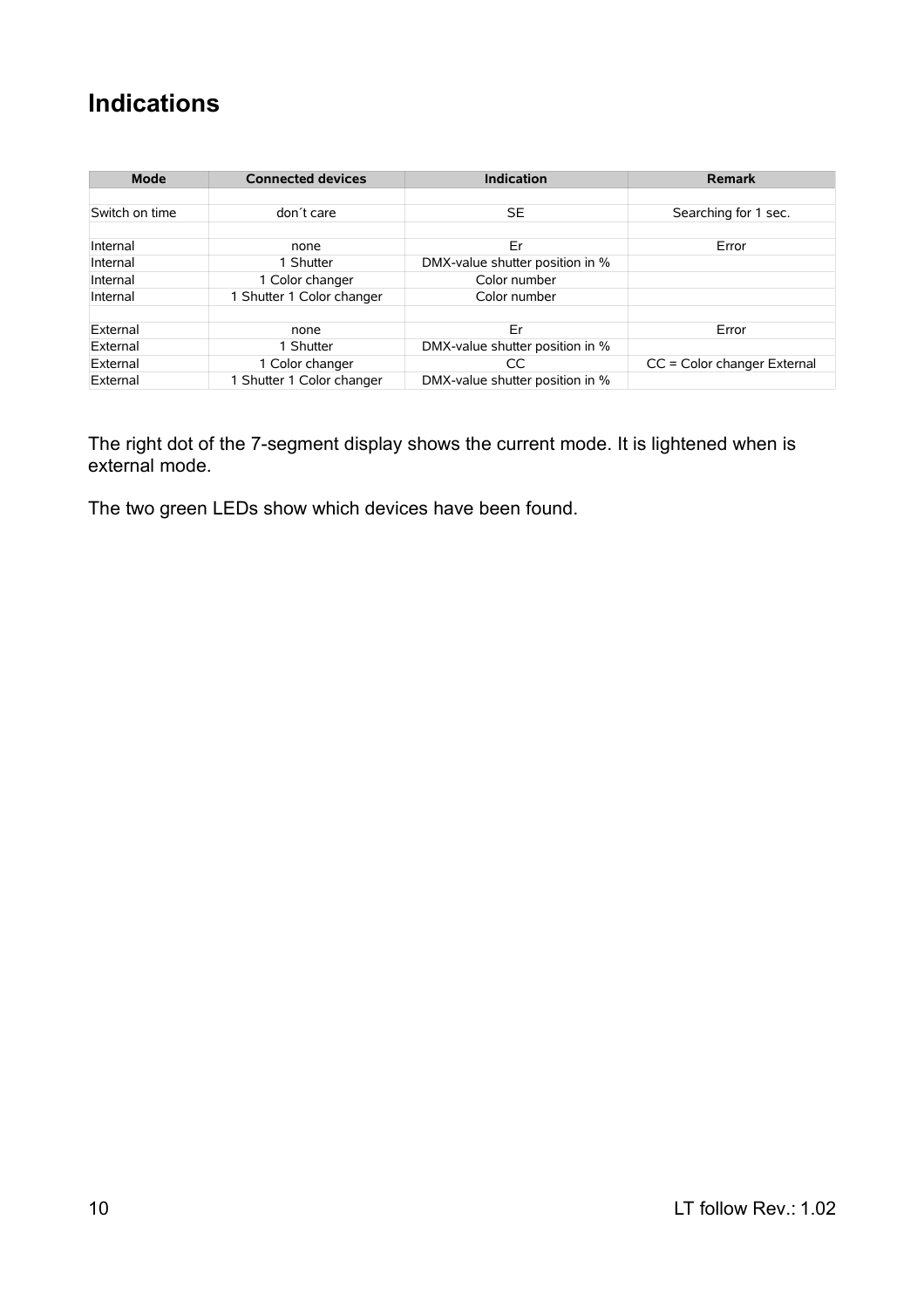# Indications

| Mode | Connected devices | Indication | Remark |
|---|---|---|---|
| | | | |
| Switch on time | don´t care | SE | Searching for 1 sec. |
| | | | |
| Internal | none | Er | Error |
| Internal | 1 Shutter | DMX-value shutter position in % | |
| Internal | 1 Color changer | Color number | |
| Internal | 1 Shutter 1 Color changer | Color number | |
| | | | |
| External | none | Er | Error |
| External | 1 Shutter | DMX-value shutter position in % | |
| External | 1 Color changer | CC | CC = Color changer External |
| External | 1 Shutter 1 Color changer | DMX-value shutter position in % | |

The right dot of the 7-segment display shows the current mode. It is lightened when is external mode.

The two green LEDs show which devices have been found.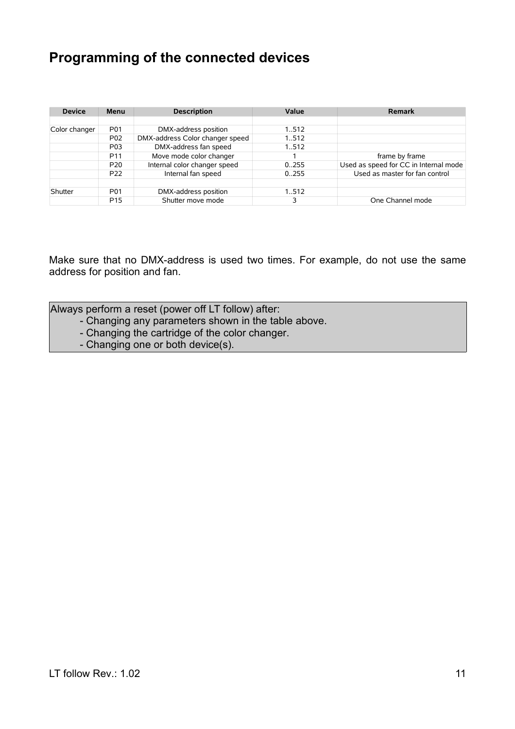# Programming of the connected devices

| Device | Menu | Description | Value | Remark |
|---|---|---|---|---|
| | | | | |
| Color changer | P01 | DMX-address position | 1..512 | |
| | P02 | DMX-address Color changer speed | 1..512 | |
| | P03 | DMX-address fan speed | 1..512 | |
| | P11 | Move mode color changer | 1 | frame by frame |
| | P20 | Internal color changer speed | 0..255 | Used as speed for CC in Internal mode |
| | P22 | Internal fan speed | 0..255 | Used as master for fan control |
| | | | | |
| Shutter | P01 | DMX-address position | 1..512 | |
| | P15 | Shutter move mode | 3 | One Channel mode |

Make sure that no DMX-address is used two times. For example, do not use the same address for position and fan.

Always perform a reset (power off LT follow) after:

- Changing any parameters shown in the table above.
- Changing the cartridge of the color changer.
- Changing one or both device(s).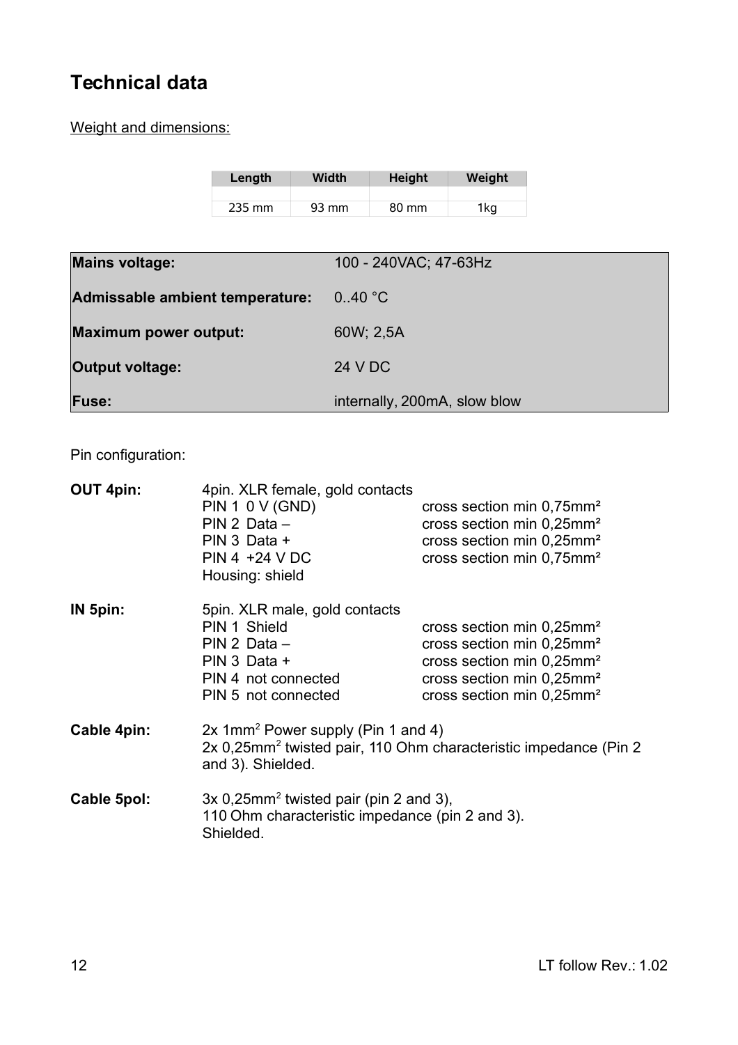## Technical data

Weight and dimensions:

| Length | Width | Height | Weight |
|---|---|---|---|
| | | | |
| 235 mm | 93 mm | 80 mm | 1kg |

| | |
|---|---|
| **Mains voltage:** | 100 - 240VAC; 47-63Hz |
| **Admissable ambient temperature:** | 0..40 °C |
| **Maximum power output:** | 60W; 2,5A |
| **Output voltage:** | 24 V DC |
| **Fuse:** | internally, 200mA, slow blow |

Pin configuration:

**OUT 4pin:** 4pin. XLR female, gold contacts

| | |
|---|---|
| PIN 1 0 V (GND) | cross section min 0,75mm² |
| PIN 2 Data – | cross section min 0,25mm² |
| PIN 3 Data + | cross section min 0,25mm² |
| PIN 4 +24 V DC | cross section min 0,75mm² |
| Housing: shield | |

**IN 5pin:** 5pin. XLR male, gold contacts

| | |
|---|---|
| PIN 1 Shield | cross section min 0,25mm² |
| PIN 2 Data – | cross section min 0,25mm² |
| PIN 3 Data + | cross section min 0,25mm² |
| PIN 4 not connected | cross section min 0,25mm² |
| PIN 5 not connected | cross section min 0,25mm² |

**Cable 4pin:** 2x 1mm² Power supply (Pin 1 and 4)
2x 0,25mm² twisted pair, 110 Ohm characteristic impedance (Pin 2 and 3). Shielded.

**Cable 5pol:** 3x 0,25mm² twisted pair (pin 2 and 3),
110 Ohm characteristic impedance (pin 2 and 3).
Shielded.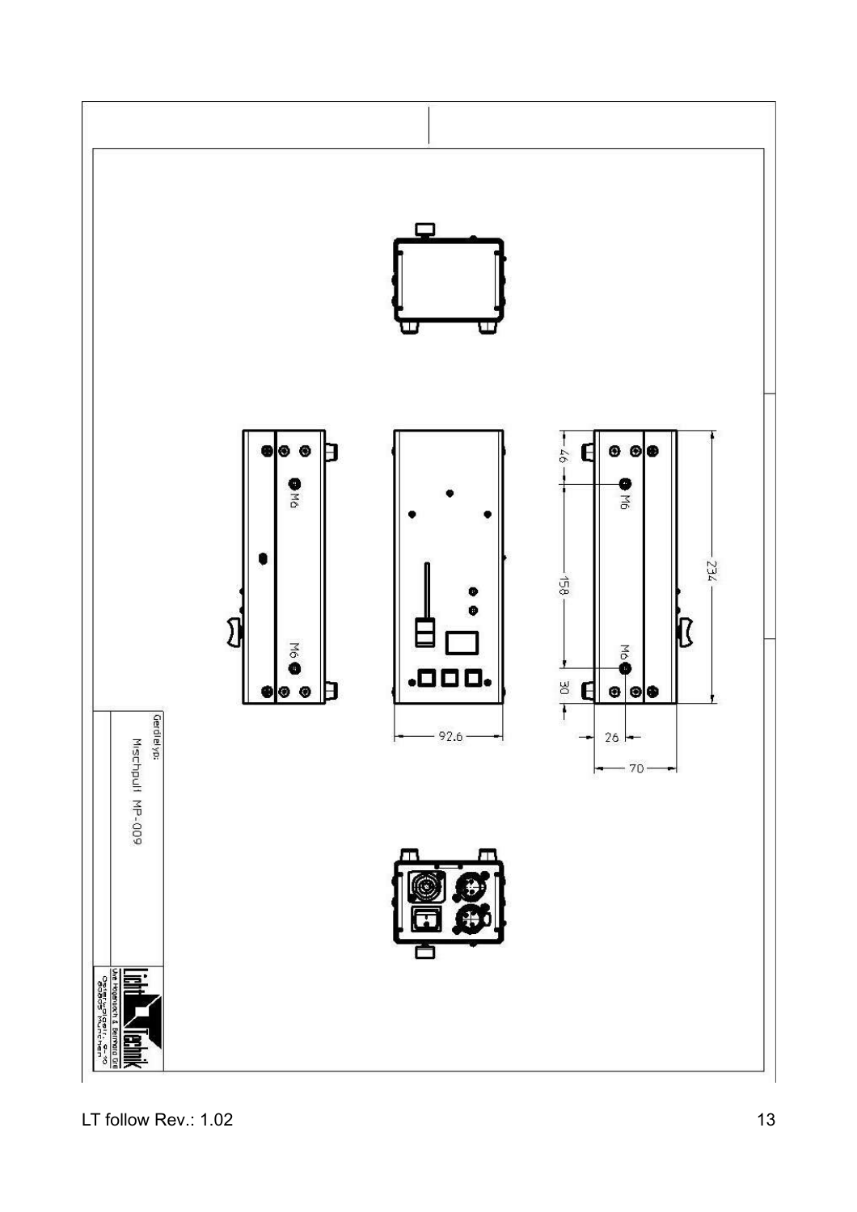Gerätetyp:

Mischpult MP-009

M6

M6

46

158

30

234

26

70

92.6

Licht Technik

Uwe Hagenbach & Bernard GmbH
Ostersagerstr. 6-10
80805 München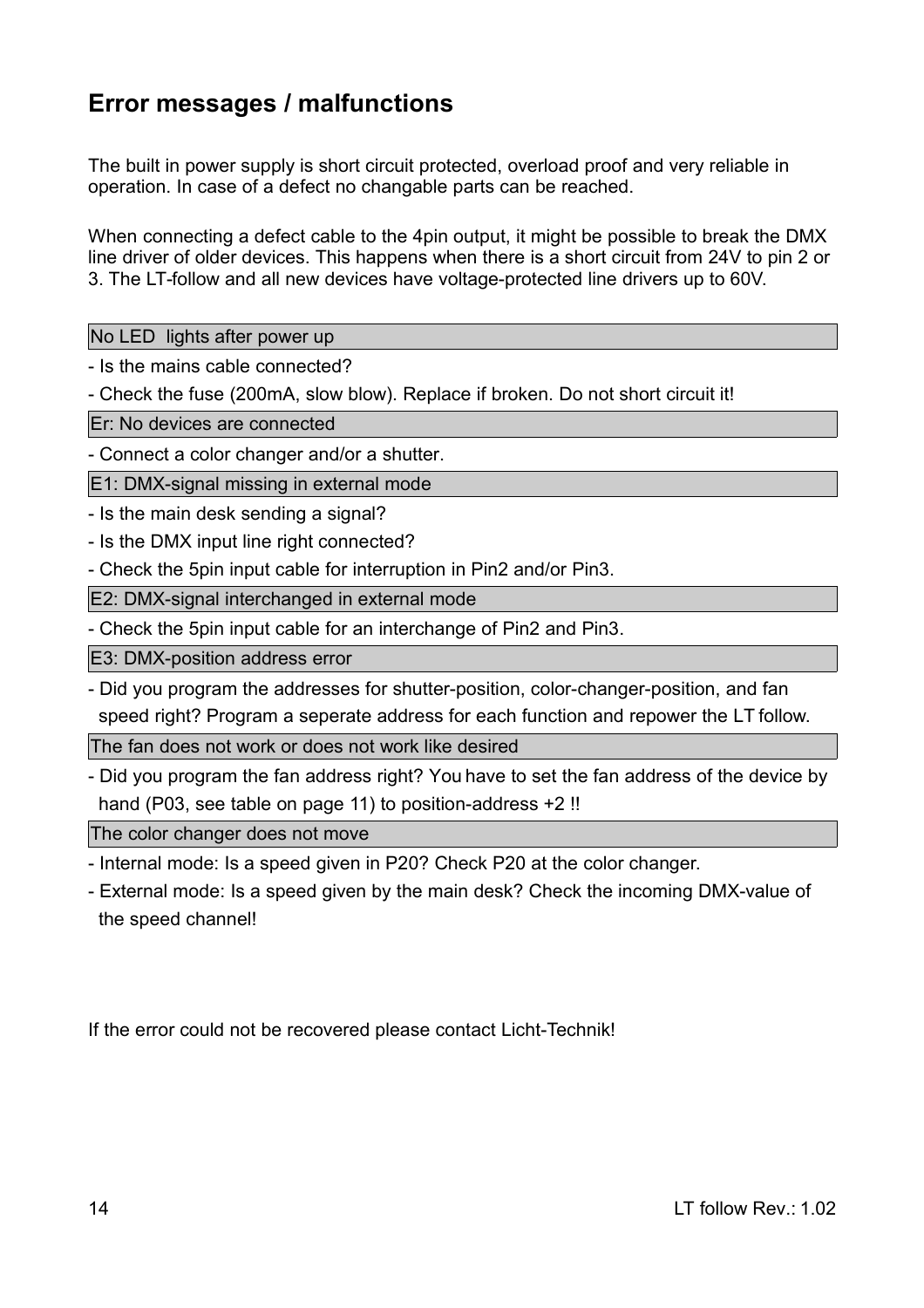## Error messages / malfunctions

The built in power supply is short circuit protected, overload proof and very reliable in operation. In case of a defect no changable parts can be reached.

When connecting a defect cable to the 4pin output, it might be possible to break the DMX line driver of older devices. This happens when there is a short circuit from 24V to pin 2 or 3. The LT-follow and all new devices have voltage-protected line drivers up to 60V.

| No LED lights after power up |
|---|

- Is the mains cable connected?
- Check the fuse (200mA, slow blow). Replace if broken. Do not short circuit it!

| Er: No devices are connected |
|---|

- Connect a color changer and/or a shutter.

| E1: DMX-signal missing in external mode |
|---|

- Is the main desk sending a signal?
- Is the DMX input line right connected?
- Check the 5pin input cable for interruption in Pin2 and/or Pin3.

| E2: DMX-signal interchanged in external mode |
|---|

- Check the 5pin input cable for an interchange of Pin2 and Pin3.

| E3: DMX-position address error |
|---|

- Did you program the addresses for shutter-position, color-changer-position, and fan speed right? Program a seperate address for each function and repower the LT follow.

| The fan does not work or does not work like desired |
|---|

- Did you program the fan address right? You have to set the fan address of the device by hand (P03, see table on page 11) to position-address +2 !!

| The color changer does not move |
|---|

- Internal mode: Is a speed given in P20? Check P20 at the color changer.
- External mode: Is a speed given by the main desk? Check the incoming DMX-value of the speed channel!

If the error could not be recovered please contact Licht-Technik!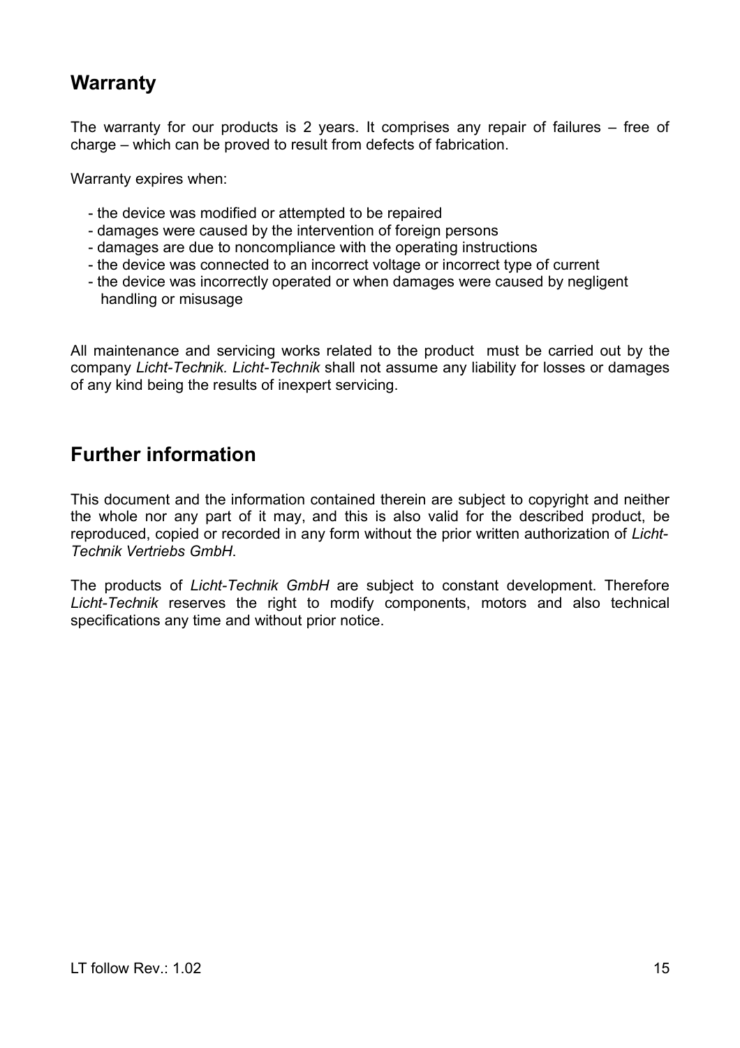## Warranty

The warranty for our products is 2 years. It comprises any repair of failures – free of charge – which can be proved to result from defects of fabrication.

Warranty expires when:

- the device was modified or attempted to be repaired
- damages were caused by the intervention of foreign persons
- damages are due to noncompliance with the operating instructions
- the device was connected to an incorrect voltage or incorrect type of current
- the device was incorrectly operated or when damages were caused by negligent handling or misusage

All maintenance and servicing works related to the product must be carried out by the company *Licht-Technik*. *Licht-Technik* shall not assume any liability for losses or damages of any kind being the results of inexpert servicing.

## Further information

This document and the information contained therein are subject to copyright and neither the whole nor any part of it may, and this is also valid for the described product, be reproduced, copied or recorded in any form without the prior written authorization of *Licht-Technik Vertriebs GmbH*.

The products of *Licht-Technik GmbH* are subject to constant development. Therefore *Licht-Technik* reserves the right to modify components, motors and also technical specifications any time and without prior notice.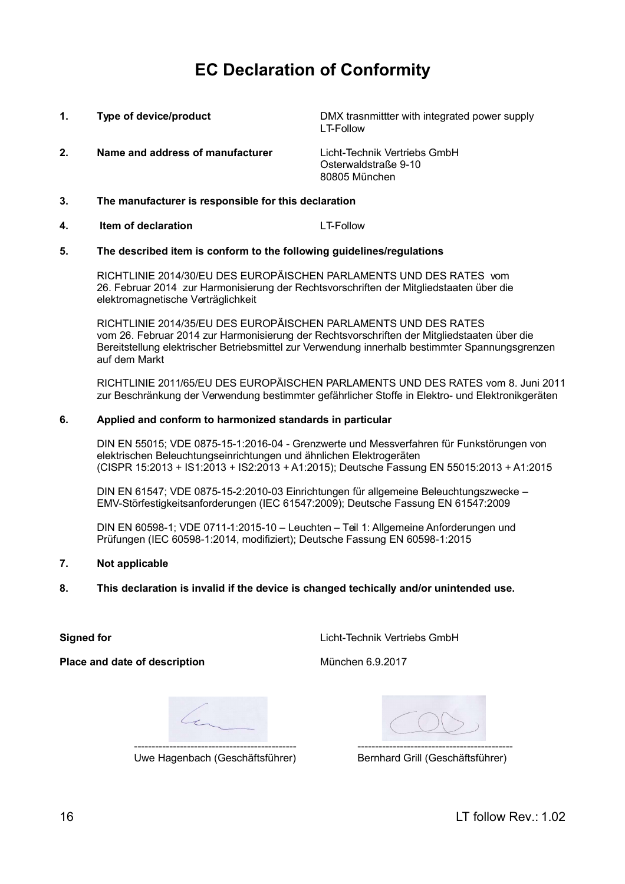# EC Declaration of Conformity

| | | |
|---|---|---|
| **1.** | **Type of device/product** | DMX trasnmittter with integrated power supply<br>LT-Follow |
| **2.** | **Name and address of manufacturer** | Licht-Technik Vertriebs GmbH<br>Osterwaldstraße 9-10<br>80805 München |

**3. The manufacturer is responsible for this declaration**

**4. Item of declaration** LT-Follow

**5. The described item is conform to the following guidelines/regulations**

RICHTLINIE 2014/30/EU DES EUROPÄISCHEN PARLAMENTS UND DES RATES vom 26. Februar 2014 zur Harmonisierung der Rechtsvorschriften der Mitgliedstaaten über die elektromagnetische Verträglichkeit

RICHTLINIE 2014/35/EU DES EUROPÄISCHEN PARLAMENTS UND DES RATES vom 26. Februar 2014 zur Harmonisierung der Rechtsvorschriften der Mitgliedstaaten über die Bereitstellung elektrischer Betriebsmittel zur Verwendung innerhalb bestimmter Spannungsgrenzen auf dem Markt

RICHTLINIE 2011/65/EU DES EUROPÄISCHEN PARLAMENTS UND DES RATES vom 8. Juni 2011 zur Beschränkung der Verwendung bestimmter gefährlicher Stoffe in Elektro- und Elektronikgeräten

**6. Applied and conform to harmonized standards in particular**

DIN EN 55015; VDE 0875-15-1:2016-04 - Grenzwerte und Messverfahren für Funkstörungen von elektrischen Beleuchtungseinrichtungen und ähnlichen Elektrogeräten (CISPR 15:2013 + IS1:2013 + IS2:2013 + A1:2015); Deutsche Fassung EN 55015:2013 + A1:2015

DIN EN 61547; VDE 0875-15-2:2010-03 Einrichtungen für allgemeine Beleuchtungszwecke – EMV-Störfestigkeitsanforderungen (IEC 61547:2009); Deutsche Fassung EN 61547:2009

DIN EN 60598-1; VDE 0711-1:2015-10 – Leuchten – Teil 1: Allgemeine Anforderungen und Prüfungen (IEC 60598-1:2014, modifiziert); Deutsche Fassung EN 60598-1:2015

**7. Not applicable**

**8. This declaration is invalid if the device is changed techically and/or unintended use.**

**Signed for** Licht-Technik Vertriebs GmbH

**Place and date of description** München 6.9.2017

Uwe Hagenbach (Geschäftsführer)

Bernhard Grill (Geschäftsführer)